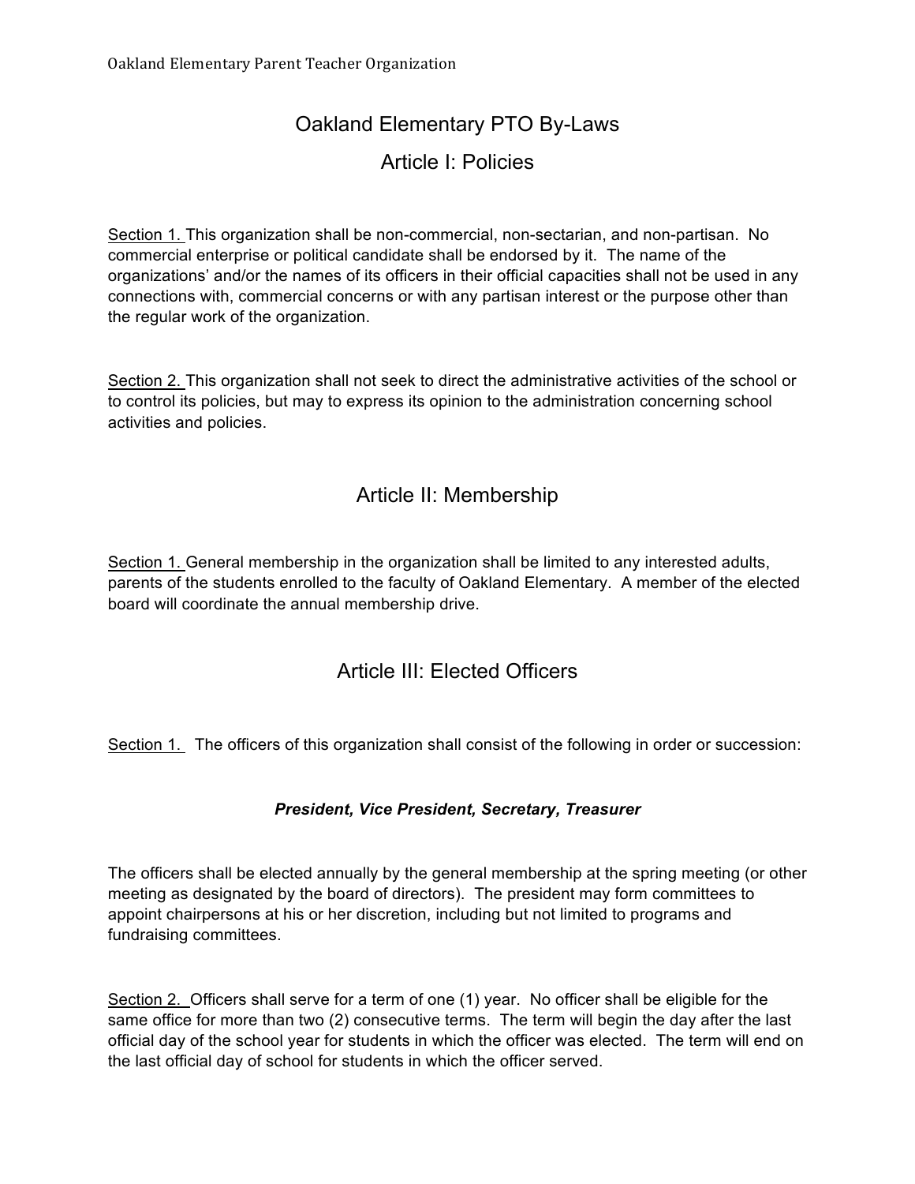# Oakland Elementary PTO By-Laws

## Article I: Policies

<u>Section 1.</u> This organization shall be non-commercial, non-sectarian, and non-partisan. No commercial enterprise or political candidate shall be endorsed by it. The name of the organizations' and/or the names of its officers in their official capacities shall not be used in any connections with, commercial concerns or with any partisan interest or the purpose other than the regular work of the organization.

<u>Section 2.</u> This organization shall not seek to direct the administrative activities of the school or to control its policies, but may to express its opinion to the administration concerning school activities and policies.

## Article II: Membership

<u>Section 1.</u> General membership in the organization shall be limited to any interested adults, parents of the students enrolled to the faculty of Oakland Elementary. A member of the elected board will coordinate the annual membership drive.

## Article III: Elected Officers

<u>Section 1.</u> The officers of this organization shall consist of the following in order or succession:

***President, Vice President, Secretary, Treasurer***

The officers shall be elected annually by the general membership at the spring meeting (or other meeting as designated by the board of directors). The president may form committees to appoint chairpersons at his or her discretion, including but not limited to programs and fundraising committees.

<u>Section 2.</u> Officers shall serve for a term of one (1) year. No officer shall be eligible for the same office for more than two (2) consecutive terms. The term will begin the day after the last official day of the school year for students in which the officer was elected. The term will end on the last official day of school for students in which the officer served.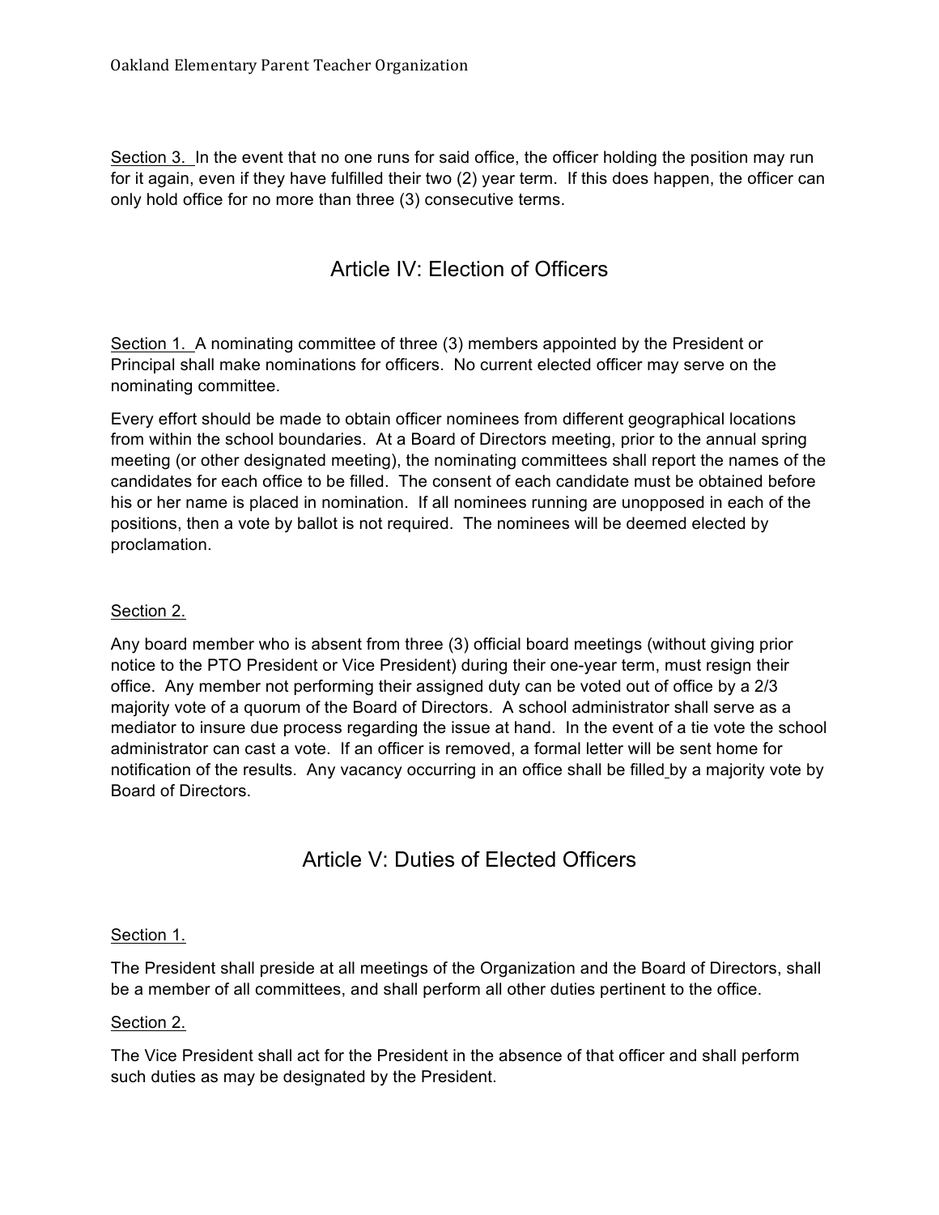Section 3. In the event that no one runs for said office, the officer holding the position may run for it again, even if they have fulfilled their two (2) year term. If this does happen, the officer can only hold office for no more than three (3) consecutive terms.

## Article IV: Election of Officers

Section 1. A nominating committee of three (3) members appointed by the President or Principal shall make nominations for officers. No current elected officer may serve on the nominating committee.

Every effort should be made to obtain officer nominees from different geographical locations from within the school boundaries. At a Board of Directors meeting, prior to the annual spring meeting (or other designated meeting), the nominating committees shall report the names of the candidates for each office to be filled. The consent of each candidate must be obtained before his or her name is placed in nomination. If all nominees running are unopposed in each of the positions, then a vote by ballot is not required. The nominees will be deemed elected by proclamation.

Section 2.

Any board member who is absent from three (3) official board meetings (without giving prior notice to the PTO President or Vice President) during their one-year term, must resign their office. Any member not performing their assigned duty can be voted out of office by a 2/3 majority vote of a quorum of the Board of Directors. A school administrator shall serve as a mediator to insure due process regarding the issue at hand. In the event of a tie vote the school administrator can cast a vote. If an officer is removed, a formal letter will be sent home for notification of the results. Any vacancy occurring in an office shall be filled by a majority vote by Board of Directors.

## Article V: Duties of Elected Officers

Section 1.

The President shall preside at all meetings of the Organization and the Board of Directors, shall be a member of all committees, and shall perform all other duties pertinent to the office.

Section 2.

The Vice President shall act for the President in the absence of that officer and shall perform such duties as may be designated by the President.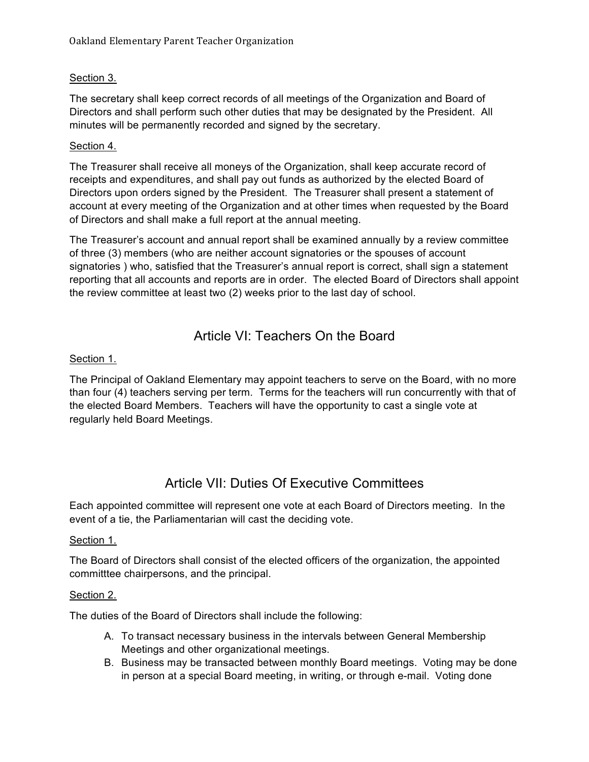Section 3.

The secretary shall keep correct records of all meetings of the Organization and Board of Directors and shall perform such other duties that may be designated by the President. All minutes will be permanently recorded and signed by the secretary.

Section 4.

The Treasurer shall receive all moneys of the Organization, shall keep accurate record of receipts and expenditures, and shall pay out funds as authorized by the elected Board of Directors upon orders signed by the President. The Treasurer shall present a statement of account at every meeting of the Organization and at other times when requested by the Board of Directors and shall make a full report at the annual meeting.

The Treasurer's account and annual report shall be examined annually by a review committee of three (3) members (who are neither account signatories or the spouses of account signatories ) who, satisfied that the Treasurer's annual report is correct, shall sign a statement reporting that all accounts and reports are in order. The elected Board of Directors shall appoint the review committee at least two (2) weeks prior to the last day of school.

## Article VI: Teachers On the Board

Section 1.

The Principal of Oakland Elementary may appoint teachers to serve on the Board, with no more than four (4) teachers serving per term. Terms for the teachers will run concurrently with that of the elected Board Members. Teachers will have the opportunity to cast a single vote at regularly held Board Meetings.

## Article VII: Duties Of Executive Committees

Each appointed committee will represent one vote at each Board of Directors meeting. In the event of a tie, the Parliamentarian will cast the deciding vote.

Section 1.

The Board of Directors shall consist of the elected officers of the organization, the appointed committtee chairpersons, and the principal.

Section 2.

The duties of the Board of Directors shall include the following:

A. To transact necessary business in the intervals between General Membership Meetings and other organizational meetings.
B. Business may be transacted between monthly Board meetings. Voting may be done in person at a special Board meeting, in writing, or through e-mail. Voting done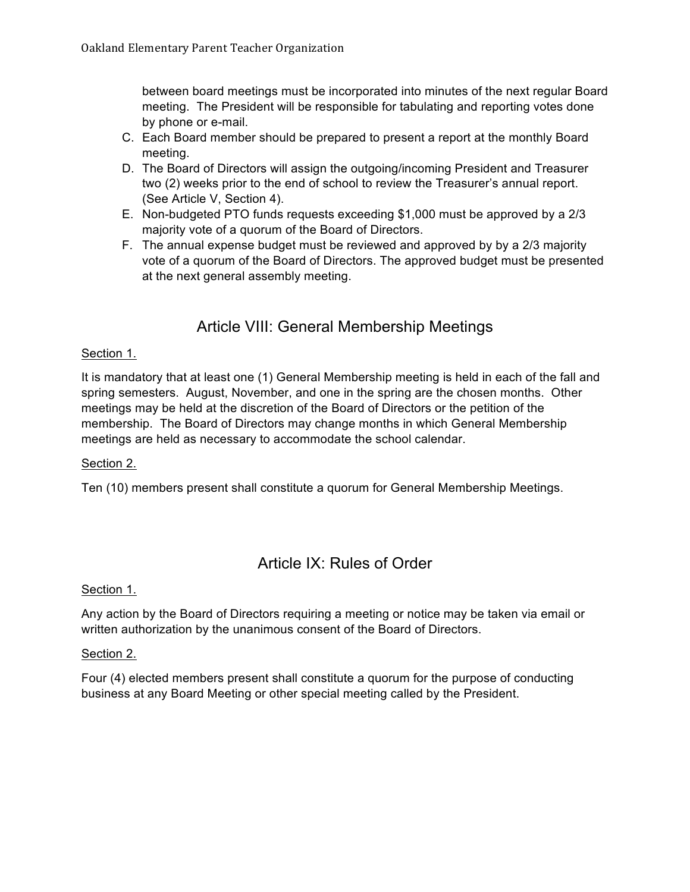between board meetings must be incorporated into minutes of the next regular Board meeting. The President will be responsible for tabulating and reporting votes done by phone or e-mail.

C. Each Board member should be prepared to present a report at the monthly Board meeting.
D. The Board of Directors will assign the outgoing/incoming President and Treasurer two (2) weeks prior to the end of school to review the Treasurer's annual report. (See Article V, Section 4).
E. Non-budgeted PTO funds requests exceeding $1,000 must be approved by a 2/3 majority vote of a quorum of the Board of Directors.
F. The annual expense budget must be reviewed and approved by by a 2/3 majority vote of a quorum of the Board of Directors. The approved budget must be presented at the next general assembly meeting.

## Article VIII: General Membership Meetings

Section 1.

It is mandatory that at least one (1) General Membership meeting is held in each of the fall and spring semesters. August, November, and one in the spring are the chosen months. Other meetings may be held at the discretion of the Board of Directors or the petition of the membership. The Board of Directors may change months in which General Membership meetings are held as necessary to accommodate the school calendar.

Section 2.

Ten (10) members present shall constitute a quorum for General Membership Meetings.

## Article IX: Rules of Order

Section 1.

Any action by the Board of Directors requiring a meeting or notice may be taken via email or written authorization by the unanimous consent of the Board of Directors.

Section 2.

Four (4) elected members present shall constitute a quorum for the purpose of conducting business at any Board Meeting or other special meeting called by the President.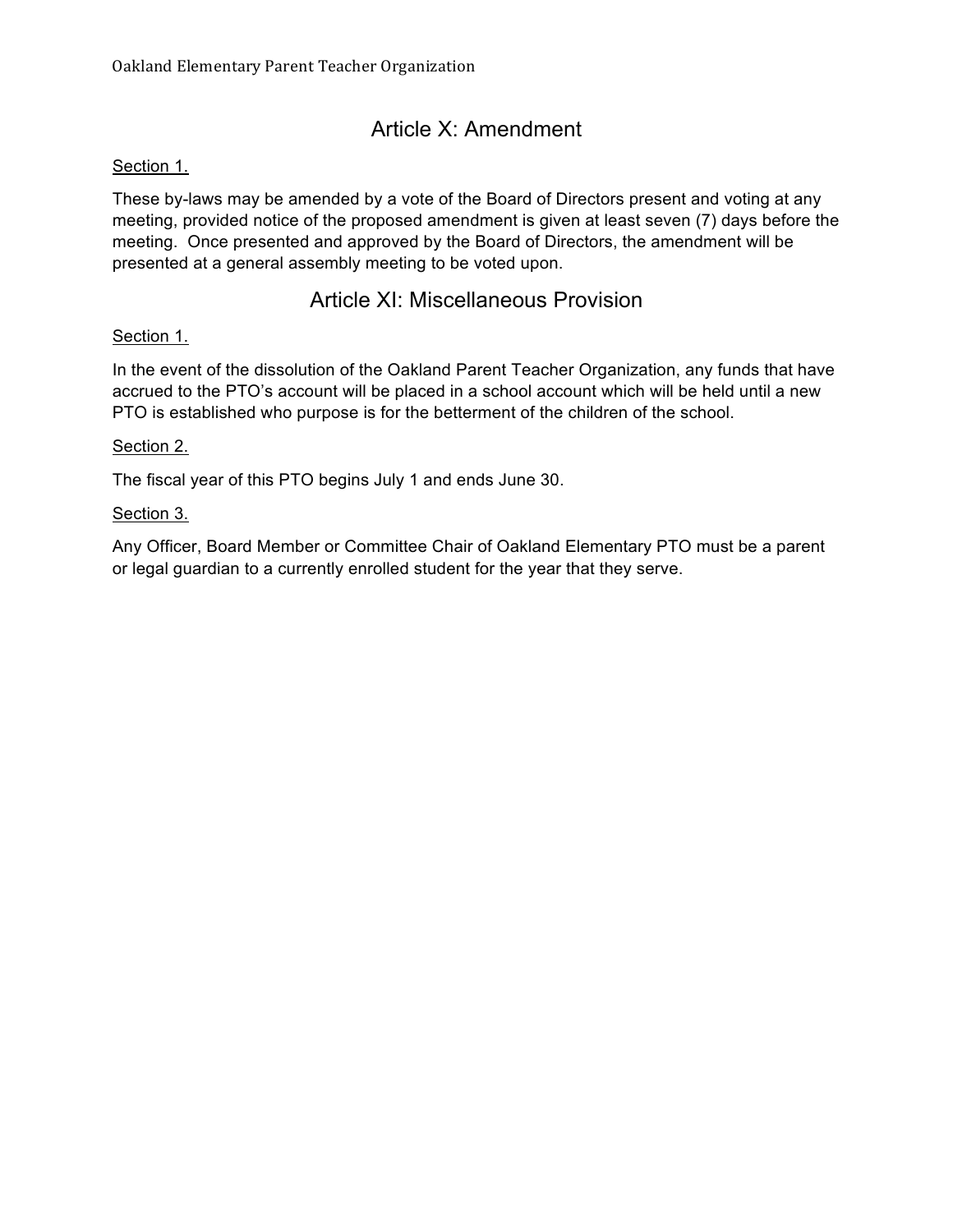## Article X: Amendment

Section 1.

These by-laws may be amended by a vote of the Board of Directors present and voting at any meeting, provided notice of the proposed amendment is given at least seven (7) days before the meeting. Once presented and approved by the Board of Directors, the amendment will be presented at a general assembly meeting to be voted upon.

## Article XI: Miscellaneous Provision

Section 1.

In the event of the dissolution of the Oakland Parent Teacher Organization, any funds that have accrued to the PTO's account will be placed in a school account which will be held until a new PTO is established who purpose is for the betterment of the children of the school.

Section 2.

The fiscal year of this PTO begins July 1 and ends June 30.

Section 3.

Any Officer, Board Member or Committee Chair of Oakland Elementary PTO must be a parent or legal guardian to a currently enrolled student for the year that they serve.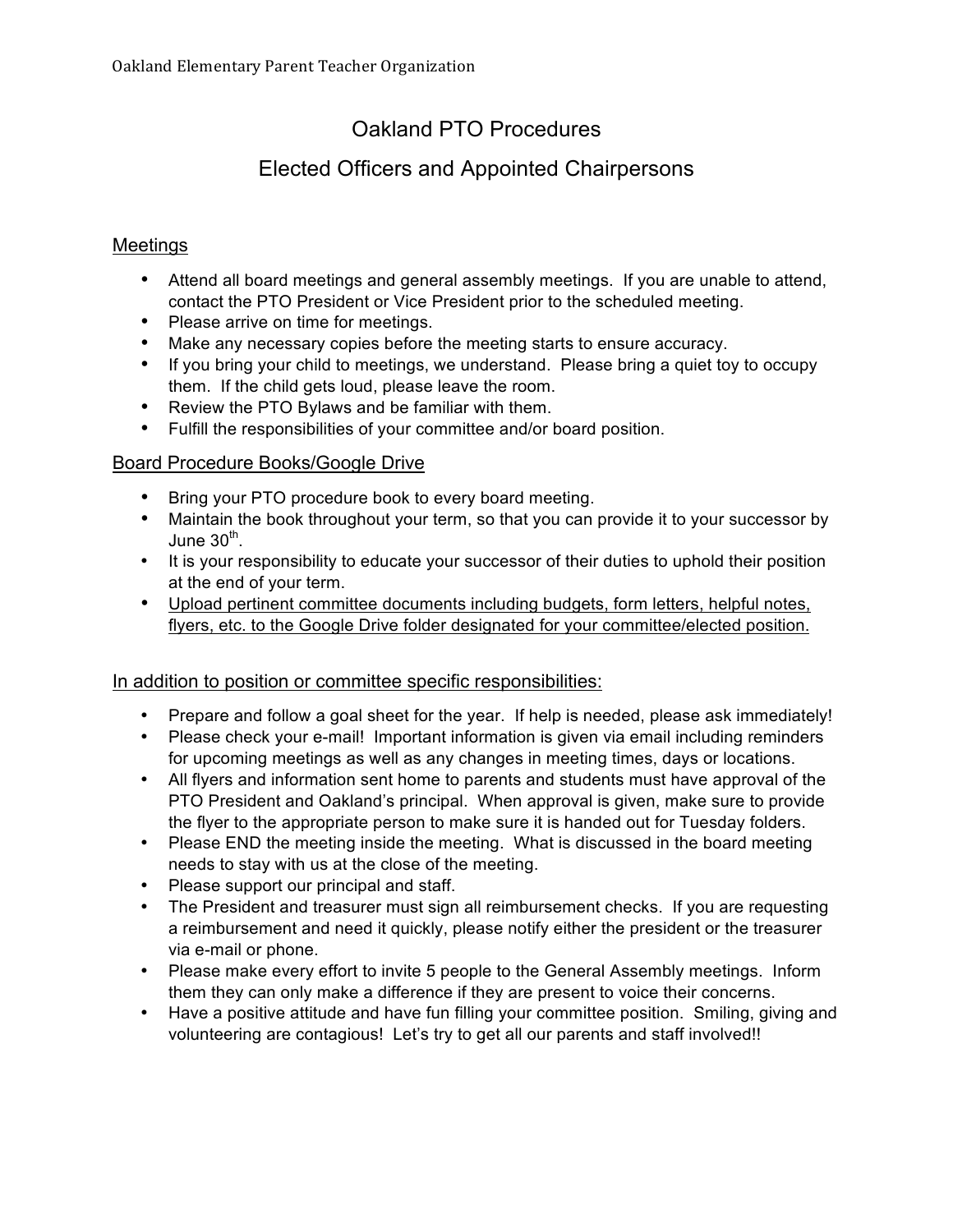# Oakland PTO Procedures

## Elected Officers and Appointed Chairpersons

### Meetings

- Attend all board meetings and general assembly meetings. If you are unable to attend, contact the PTO President or Vice President prior to the scheduled meeting.
- Please arrive on time for meetings.
- Make any necessary copies before the meeting starts to ensure accuracy.
- If you bring your child to meetings, we understand. Please bring a quiet toy to occupy them. If the child gets loud, please leave the room.
- Review the PTO Bylaws and be familiar with them.
- Fulfill the responsibilities of your committee and/or board position.

### Board Procedure Books/Google Drive

- Bring your PTO procedure book to every board meeting.
- Maintain the book throughout your term, so that you can provide it to your successor by June 30th.
- It is your responsibility to educate your successor of their duties to uphold their position at the end of your term.
- Upload pertinent committee documents including budgets, form letters, helpful notes, flyers, etc. to the Google Drive folder designated for your committee/elected position.

### In addition to position or committee specific responsibilities:

- Prepare and follow a goal sheet for the year. If help is needed, please ask immediately!
- Please check your e-mail! Important information is given via email including reminders for upcoming meetings as well as any changes in meeting times, days or locations.
- All flyers and information sent home to parents and students must have approval of the PTO President and Oakland's principal. When approval is given, make sure to provide the flyer to the appropriate person to make sure it is handed out for Tuesday folders.
- Please END the meeting inside the meeting. What is discussed in the board meeting needs to stay with us at the close of the meeting.
- Please support our principal and staff.
- The President and treasurer must sign all reimbursement checks. If you are requesting a reimbursement and need it quickly, please notify either the president or the treasurer via e-mail or phone.
- Please make every effort to invite 5 people to the General Assembly meetings. Inform them they can only make a difference if they are present to voice their concerns.
- Have a positive attitude and have fun filling your committee position. Smiling, giving and volunteering are contagious! Let's try to get all our parents and staff involved!!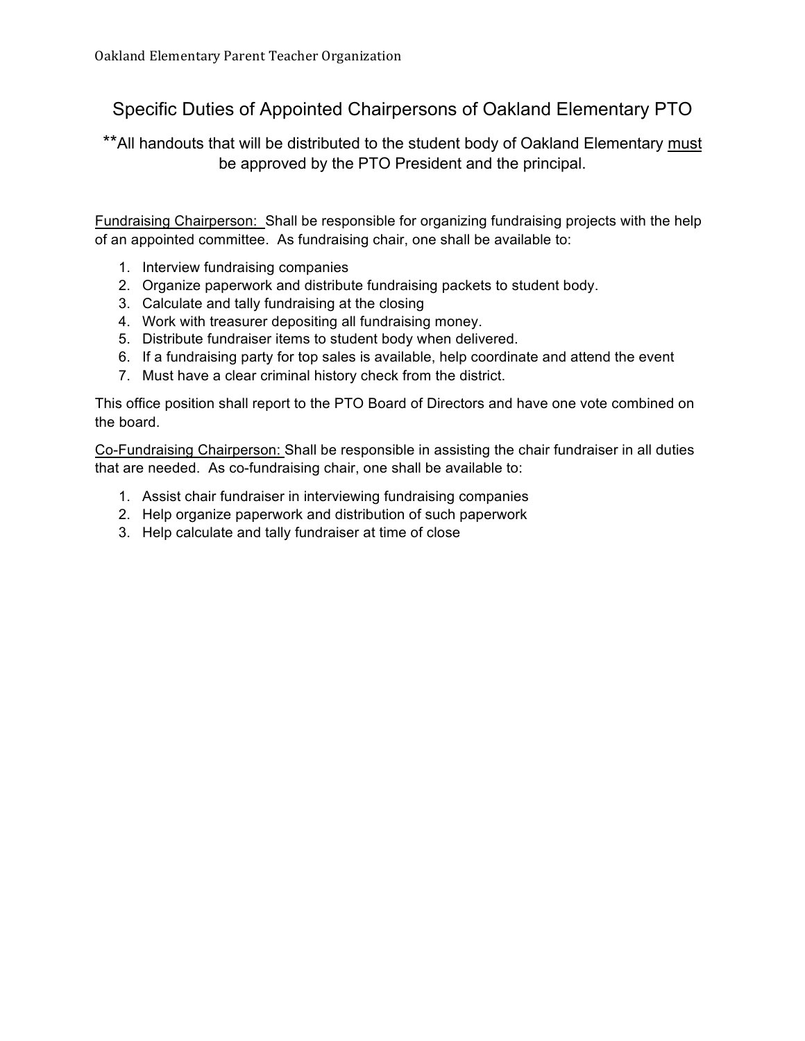# Specific Duties of Appointed Chairpersons of Oakland Elementary PTO

**All handouts that will be distributed to the student body of Oakland Elementary <u>must</u> be approved by the PTO President and the principal.

<u>Fundraising Chairperson:</u> Shall be responsible for organizing fundraising projects with the help of an appointed committee. As fundraising chair, one shall be available to:

1. Interview fundraising companies
2. Organize paperwork and distribute fundraising packets to student body.
3. Calculate and tally fundraising at the closing
4. Work with treasurer depositing all fundraising money.
5. Distribute fundraiser items to student body when delivered.
6. If a fundraising party for top sales is available, help coordinate and attend the event
7. Must have a clear criminal history check from the district.

This office position shall report to the PTO Board of Directors and have one vote combined on the board.

<u>Co-Fundraising Chairperson:</u> Shall be responsible in assisting the chair fundraiser in all duties that are needed. As co-fundraising chair, one shall be available to:

1. Assist chair fundraiser in interviewing fundraising companies
2. Help organize paperwork and distribution of such paperwork
3. Help calculate and tally fundraiser at time of close